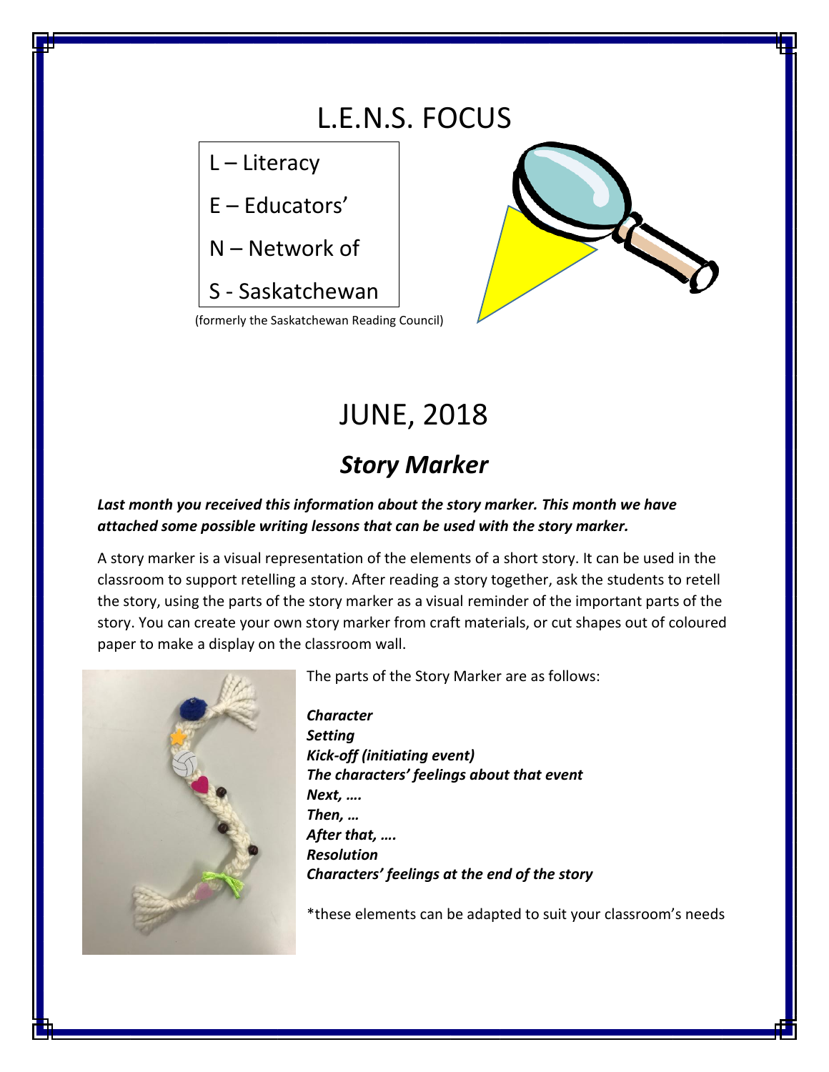# L.E.N.S. FOCUS

L – Literacy

E – Educators'

N – Network of

S - Saskatchewan

(formerly the Saskatchewan Reading Council)

## JUNE, 2018

## *Story Marker*

***Last month you received this information about the story marker. This month we have attached some possible writing lessons that can be used with the story marker.***

A story marker is a visual representation of the elements of a short story. It can be used in the classroom to support retelling a story. After reading a story together, ask the students to retell the story, using the parts of the story marker as a visual reminder of the important parts of the story. You can create your own story marker from craft materials, or cut shapes out of coloured paper to make a display on the classroom wall.

The parts of the Story Marker are as follows:

***Character***
***Setting***
***Kick-off (initiating event)***
***The characters' feelings about that event***
***Next, ….***
***Then, …***
***After that, ….***
***Resolution***
***Characters' feelings at the end of the story***

*these elements can be adapted to suit your classroom's needs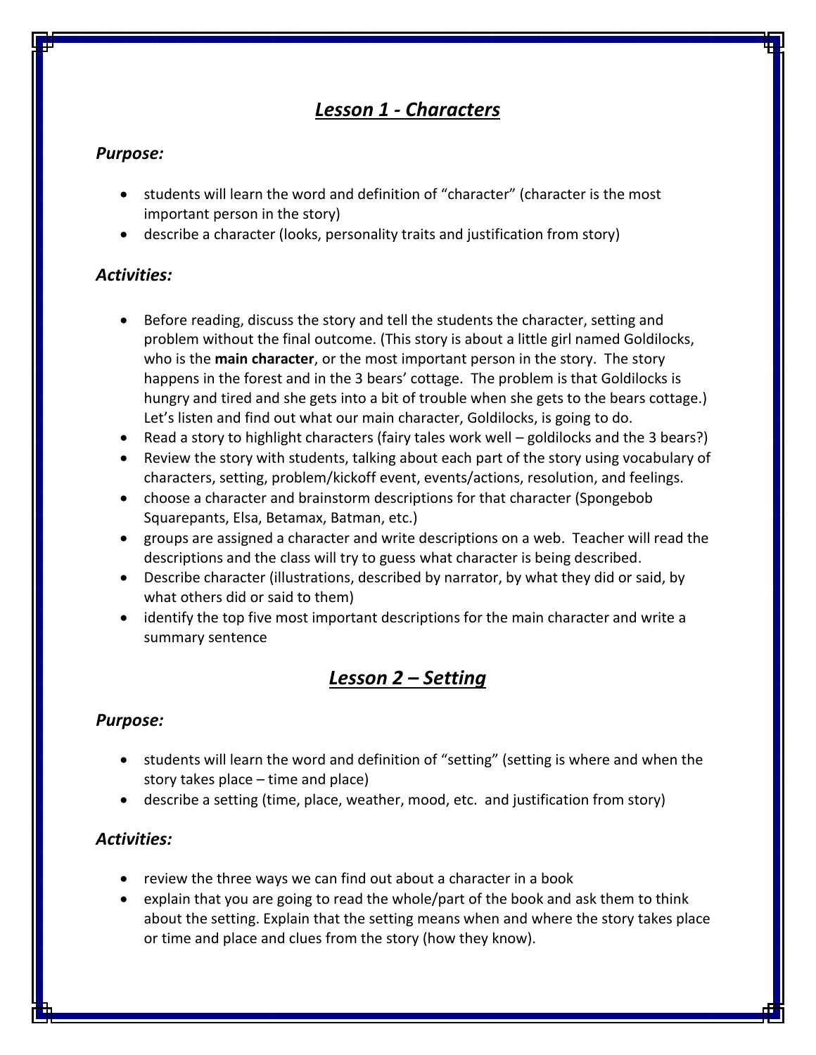## ***Lesson 1 - Characters***

### *Purpose:*

- students will learn the word and definition of "character" (character is the most important person in the story)
- describe a character (looks, personality traits and justification from story)

### *Activities:*

- Before reading, discuss the story and tell the students the character, setting and problem without the final outcome. (This story is about a little girl named Goldilocks, who is the **main character**, or the most important person in the story. The story happens in the forest and in the 3 bears' cottage. The problem is that Goldilocks is hungry and tired and she gets into a bit of trouble when she gets to the bears cottage.) Let's listen and find out what our main character, Goldilocks, is going to do.
- Read a story to highlight characters (fairy tales work well – goldilocks and the 3 bears?)
- Review the story with students, talking about each part of the story using vocabulary of characters, setting, problem/kickoff event, events/actions, resolution, and feelings.
- choose a character and brainstorm descriptions for that character (Spongebob Squarepants, Elsa, Betamax, Batman, etc.)
- groups are assigned a character and write descriptions on a web. Teacher will read the descriptions and the class will try to guess what character is being described.
- Describe character (illustrations, described by narrator, by what they did or said, by what others did or said to them)
- identify the top five most important descriptions for the main character and write a summary sentence

## ***Lesson 2 – Setting***

### *Purpose:*

- students will learn the word and definition of "setting" (setting is where and when the story takes place – time and place)
- describe a setting (time, place, weather, mood, etc. and justification from story)

### *Activities:*

- review the three ways we can find out about a character in a book
- explain that you are going to read the whole/part of the book and ask them to think about the setting. Explain that the setting means when and where the story takes place or time and place and clues from the story (how they know).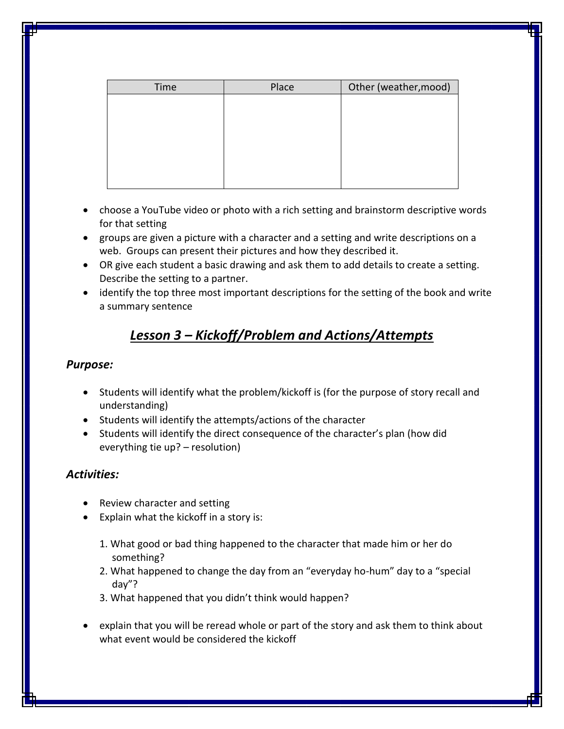| Time | Place | Other (weather,mood) |
| --- | --- | --- |
| | | |

- choose a YouTube video or photo with a rich setting and brainstorm descriptive words for that setting
- groups are given a picture with a character and a setting and write descriptions on a web. Groups can present their pictures and how they described it.
- OR give each student a basic drawing and ask them to add details to create a setting. Describe the setting to a partner.
- identify the top three most important descriptions for the setting of the book and write a summary sentence

## ***Lesson 3 – Kickoff/Problem and Actions/Attempts***

### ***Purpose:***

- Students will identify what the problem/kickoff is (for the purpose of story recall and understanding)
- Students will identify the attempts/actions of the character
- Students will identify the direct consequence of the character's plan (how did everything tie up? – resolution)

### ***Activities:***

- Review character and setting
- Explain what the kickoff in a story is:

  1. What good or bad thing happened to the character that made him or her do something?
  2. What happened to change the day from an "everyday ho-hum" day to a "special day"?
  3. What happened that you didn't think would happen?

- explain that you will be reread whole or part of the story and ask them to think about what event would be considered the kickoff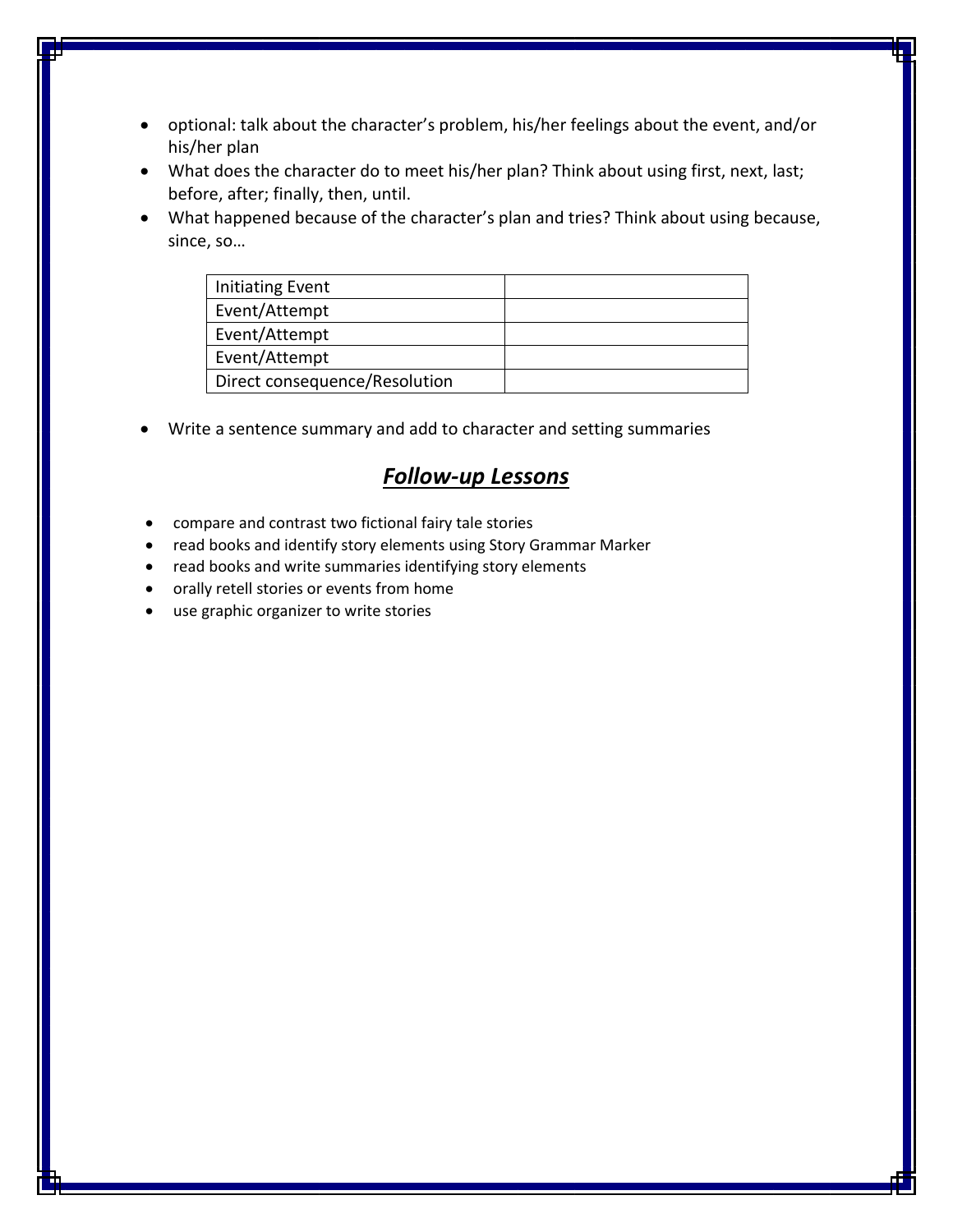- optional: talk about the character's problem, his/her feelings about the event, and/or his/her plan
- What does the character do to meet his/her plan? Think about using first, next, last; before, after; finally, then, until.
- What happened because of the character's plan and tries? Think about using because, since, so…

| | |
|---|---|
| Initiating Event | |
| Event/Attempt | |
| Event/Attempt | |
| Event/Attempt | |
| Direct consequence/Resolution | |

- Write a sentence summary and add to character and setting summaries

## ***Follow-up Lessons***

- compare and contrast two fictional fairy tale stories
- read books and identify story elements using Story Grammar Marker
- read books and write summaries identifying story elements
- orally retell stories or events from home
- use graphic organizer to write stories